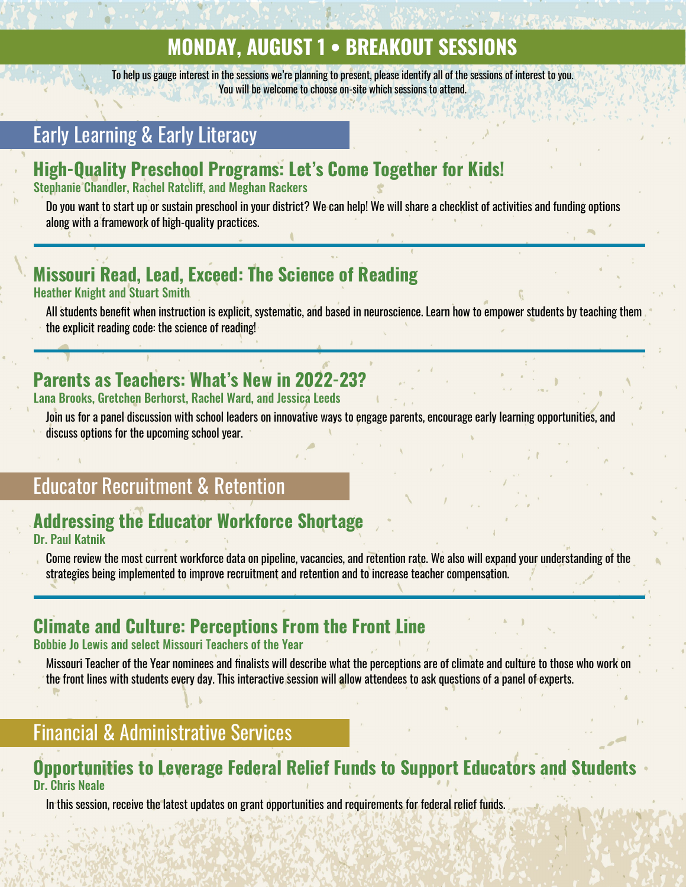# MONDAY, AUGUST 1 • BREAKOUT SESSIONS

To help us gauge interest in the sessions we're planning to present, please identify all of the sessions of interest to you.
You will be welcome to choose on-site which sessions to attend.

## Early Learning & Early Literacy

### High-Quality Preschool Programs: Let's Come Together for Kids!

**Stephanie Chandler, Rachel Ratcliff, and Meghan Rackers**

Do you want to start up or sustain preschool in your district? We can help! We will share a checklist of activities and funding options along with a framework of high-quality practices.

### Missouri Read, Lead, Exceed: The Science of Reading

**Heather Knight and Stuart Smith**

All students benefit when instruction is explicit, systematic, and based in neuroscience. Learn how to empower students by teaching them the explicit reading code: the science of reading!

### Parents as Teachers: What's New in 2022-23?

**Lana Brooks, Gretchen Berhorst, Rachel Ward, and Jessica Leeds**

Join us for a panel discussion with school leaders on innovative ways to engage parents, encourage early learning opportunities, and discuss options for the upcoming school year.

## Educator Recruitment & Retention

### Addressing the Educator Workforce Shortage

**Dr. Paul Katnik**

Come review the most current workforce data on pipeline, vacancies, and retention rate. We also will expand your understanding of the strategies being implemented to improve recruitment and retention and to increase teacher compensation.

### Climate and Culture: Perceptions From the Front Line

**Bobbie Jo Lewis and select Missouri Teachers of the Year**

Missouri Teacher of the Year nominees and finalists will describe what the perceptions are of climate and culture to those who work on the front lines with students every day. This interactive session will allow attendees to ask questions of a panel of experts.

## Financial & Administrative Services

### Opportunities to Leverage Federal Relief Funds to Support Educators and Students

**Dr. Chris Neale**

In this session, receive the latest updates on grant opportunities and requirements for federal relief funds.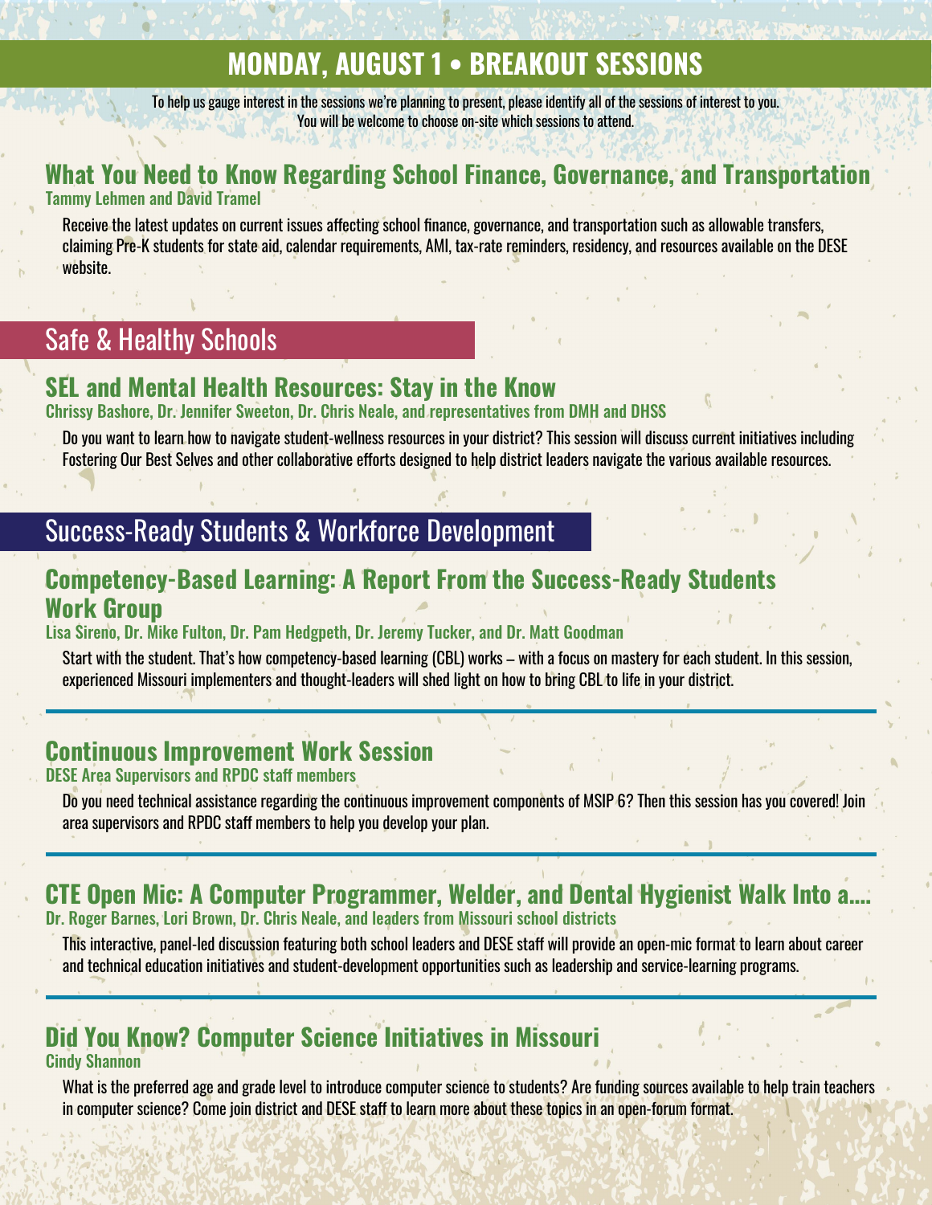# MONDAY, AUGUST 1 • BREAKOUT SESSIONS

To help us gauge interest in the sessions we're planning to present, please identify all of the sessions of interest to you.
You will be welcome to choose on-site which sessions to attend.

### What You Need to Know Regarding School Finance, Governance, and Transportation

**Tammy Lehmen and David Tramel**

Receive the latest updates on current issues affecting school finance, governance, and transportation such as allowable transfers, claiming Pre-K students for state aid, calendar requirements, AMI, tax-rate reminders, residency, and resources available on the DESE website.

## Safe & Healthy Schools

### SEL and Mental Health Resources: Stay in the Know

**Chrissy Bashore, Dr. Jennifer Sweeton, Dr. Chris Neale, and representatives from DMH and DHSS**

Do you want to learn how to navigate student-wellness resources in your district? This session will discuss current initiatives including Fostering Our Best Selves and other collaborative efforts designed to help district leaders navigate the various available resources.

## Success-Ready Students & Workforce Development

### Competency-Based Learning: A Report From the Success-Ready Students Work Group

**Lisa Sireno, Dr. Mike Fulton, Dr. Pam Hedgpeth, Dr. Jeremy Tucker, and Dr. Matt Goodman**

Start with the student. That's how competency-based learning (CBL) works – with a focus on mastery for each student. In this session, experienced Missouri implementers and thought-leaders will shed light on how to bring CBL to life in your district.

### Continuous Improvement Work Session

**DESE Area Supervisors and RPDC staff members**

Do you need technical assistance regarding the continuous improvement components of MSIP 6? Then this session has you covered! Join area supervisors and RPDC staff members to help you develop your plan.

### CTE Open Mic: A Computer Programmer, Welder, and Dental Hygienist Walk Into a....

**Dr. Roger Barnes, Lori Brown, Dr. Chris Neale, and leaders from Missouri school districts**

This interactive, panel-led discussion featuring both school leaders and DESE staff will provide an open-mic format to learn about career and technical education initiatives and student-development opportunities such as leadership and service-learning programs.

### Did You Know? Computer Science Initiatives in Missouri

**Cindy Shannon**

What is the preferred age and grade level to introduce computer science to students? Are funding sources available to help train teachers in computer science? Come join district and DESE staff to learn more about these topics in an open-forum format.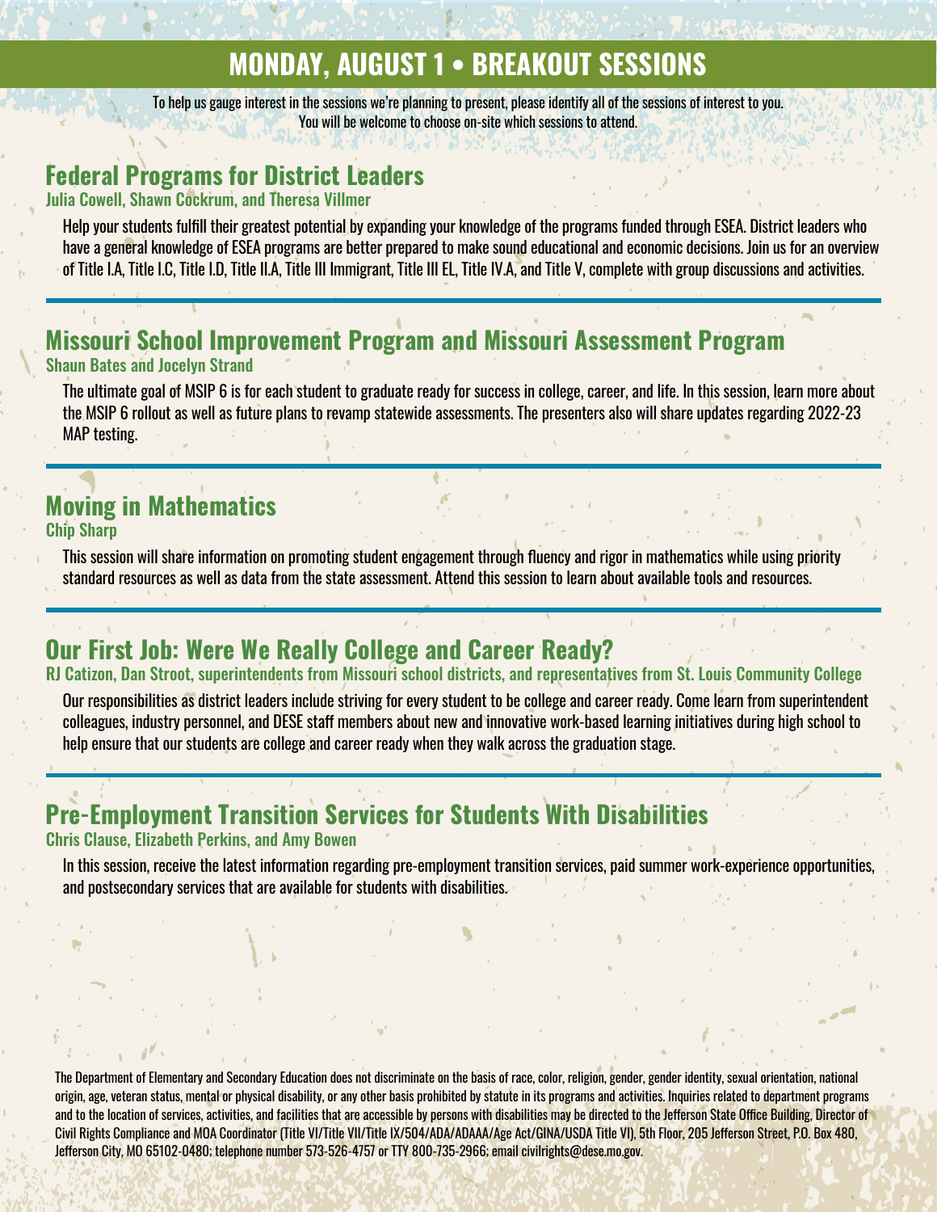# MONDAY, AUGUST 1 • BREAKOUT SESSIONS

To help us gauge interest in the sessions we're planning to present, please identify all of the sessions of interest to you.
You will be welcome to choose on-site which sessions to attend.

## Federal Programs for District Leaders

**Julia Cowell, Shawn Cockrum, and Theresa Villmer**

Help your students fulfill their greatest potential by expanding your knowledge of the programs funded through ESEA. District leaders who have a general knowledge of ESEA programs are better prepared to make sound educational and economic decisions. Join us for an overview of Title I.A, Title I.C, Title I.D, Title II.A, Title III Immigrant, Title III EL, Title IV.A, and Title V, complete with group discussions and activities.

## Missouri School Improvement Program and Missouri Assessment Program

**Shaun Bates and Jocelyn Strand**

The ultimate goal of MSIP 6 is for each student to graduate ready for success in college, career, and life. In this session, learn more about the MSIP 6 rollout as well as future plans to revamp statewide assessments. The presenters also will share updates regarding 2022-23 MAP testing.

## Moving in Mathematics

**Chip Sharp**

This session will share information on promoting student engagement through fluency and rigor in mathematics while using priority standard resources as well as data from the state assessment. Attend this session to learn about available tools and resources.

## Our First Job: Were We Really College and Career Ready?

**RJ Catizon, Dan Stroot, superintendents from Missouri school districts, and representatives from St. Louis Community College**

Our responsibilities as district leaders include striving for every student to be college and career ready. Come learn from superintendent colleagues, industry personnel, and DESE staff members about new and innovative work-based learning initiatives during high school to help ensure that our students are college and career ready when they walk across the graduation stage.

## Pre-Employment Transition Services for Students With Disabilities

**Chris Clause, Elizabeth Perkins, and Amy Bowen**

In this session, receive the latest information regarding pre-employment transition services, paid summer work-experience opportunities, and postsecondary services that are available for students with disabilities.

The Department of Elementary and Secondary Education does not discriminate on the basis of race, color, religion, gender, gender identity, sexual orientation, national origin, age, veteran status, mental or physical disability, or any other basis prohibited by statute in its programs and activities. Inquiries related to department programs and to the location of services, activities, and facilities that are accessible by persons with disabilities may be directed to the Jefferson State Office Building, Director of Civil Rights Compliance and MOA Coordinator (Title VI/Title VII/Title IX/504/ADA/ADAAA/Age Act/GINA/USDA Title VI), 5th Floor, 205 Jefferson Street, P.O. Box 480, Jefferson City, MO 65102-0480; telephone number 573-526-4757 or TTY 800-735-2966; email civilrights@dese.mo.gov.